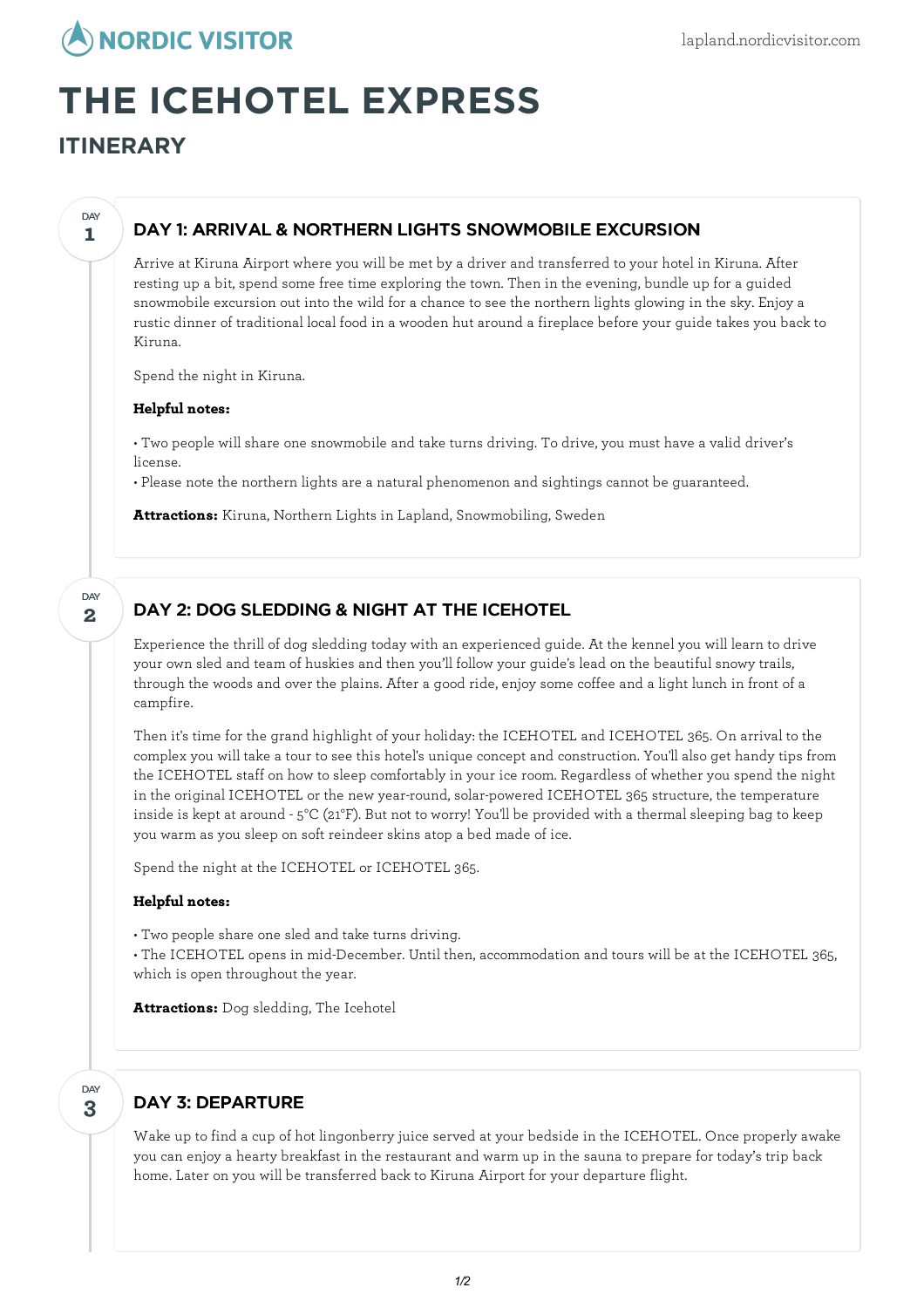# THE ICEHOTEL EXPRESS

## ITINERARY

### DAY 1: ARRIVAL & NORTHERN LIGHTS SNOWMOBILE EXCURSION

Arrive at Kiruna Airport where you will be met by a driver and transferred to your hotel in Kiruna. After resting up a bit, spend some free time exploring the town. Then in the evening, bundle up for a guided snowmobile excursion out into the wild for a chance to see the northern lights glowing in the sky. Enjoy a rustic dinner of traditional local food in a wooden hut around a fireplace before your guide takes you back to Kiruna.

Spend the night in Kiruna.

**Helpful notes:**

• Two people will share one snowmobile and take turns driving. To drive, you must have a valid driver's license.
• Please note the northern lights are a natural phenomenon and sightings cannot be guaranteed.

**Attractions:** Kiruna, Northern Lights in Lapland, Snowmobiling, Sweden

### DAY 2: DOG SLEDDING & NIGHT AT THE ICEHOTEL

Experience the thrill of dog sledding today with an experienced guide. At the kennel you will learn to drive your own sled and team of huskies and then you'll follow your guide's lead on the beautiful snowy trails, through the woods and over the plains. After a good ride, enjoy some coffee and a light lunch in front of a campfire.

Then it's time for the grand highlight of your holiday: the ICEHOTEL and ICEHOTEL 365. On arrival to the complex you will take a tour to see this hotel's unique concept and construction. You'll also get handy tips from the ICEHOTEL staff on how to sleep comfortably in your ice room. Regardless of whether you spend the night in the original ICEHOTEL or the new year-round, solar-powered ICEHOTEL 365 structure, the temperature inside is kept at around - 5°C (21°F). But not to worry! You'll be provided with a thermal sleeping bag to keep you warm as you sleep on soft reindeer skins atop a bed made of ice.

Spend the night at the ICEHOTEL or ICEHOTEL 365.

**Helpful notes:**

• Two people share one sled and take turns driving.
• The ICEHOTEL opens in mid-December. Until then, accommodation and tours will be at the ICEHOTEL 365, which is open throughout the year.

**Attractions:** Dog sledding, The Icehotel

### DAY 3: DEPARTURE

Wake up to find a cup of hot lingonberry juice served at your bedside in the ICEHOTEL. Once properly awake you can enjoy a hearty breakfast in the restaurant and warm up in the sauna to prepare for today's trip back home. Later on you will be transferred back to Kiruna Airport for your departure flight.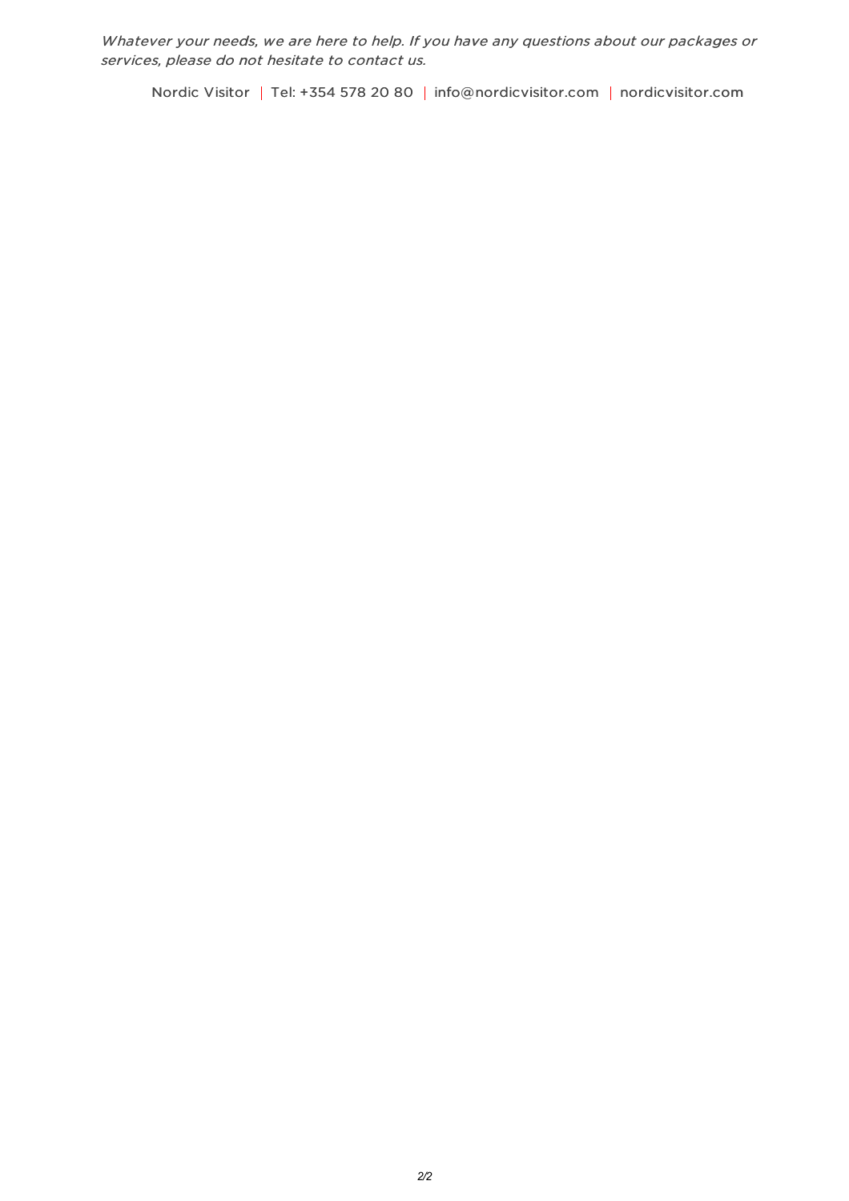*Whatever your needs, we are here to help. If you have any questions about our packages or services, please do not hesitate to contact us.*

Nordic Visitor | Tel: +354 578 20 80 | info@nordicvisitor.com | nordicvisitor.com